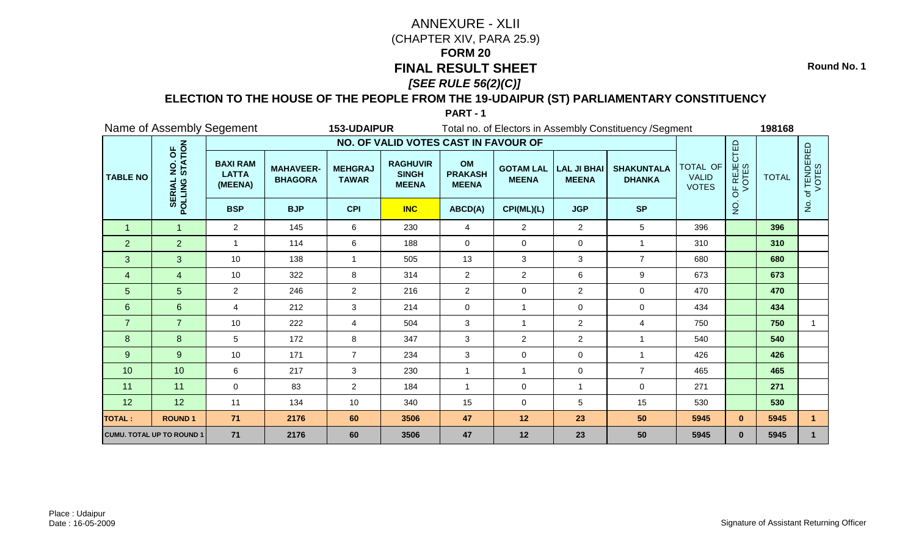# ANNEXURE - XLII

(CHAPTER XIV, PARA 25.9)

**FORM 20**

## FINAL RESULT SHEET

***[SEE RULE 56(2)(C)]***

**Round No. 1**

### ELECTION TO THE HOUSE OF THE PEOPLE FROM THE 19-UDAIPUR (ST) PARLIAMENTARY CONSTITUENCY

**PART - 1**

Name of Assembly Segement **153-UDAIPUR** Total no. of Electors in Assembly Constituency /Segment **198168**

| TABLE NO | SERIAL NO. OF POLLING STATION | NO. OF VALID VOTES CAST IN FAVOUR OF | | | | | | | | TOTAL OF VALID VOTES | NO. OF REJECTED VOTES | TOTAL | No. of TENDERED VOTES |
|---|---|---|---|---|---|---|---|---|---|---|---|---|---|
| | | BAXI RAM LATTA (MEENA) | MAHAVEER-BHAGORA | MEHGRAJ TAWAR | RAGHUVIR SINGH MEENA | OM PRAKASH MEENA | GOTAM LAL MEENA | LAL JI BHAI MEENA | SHAKUNTALA DHANKA | | | | |
| | | BSP | BJP | CPI | INC | ABCD(A) | CPI(ML)(L) | JGP | SP | | | | |
| 1 | 1 | 2 | 145 | 6 | 230 | 4 | 2 | 2 | 5 | 396 | | **396** | |
| 2 | 2 | 1 | 114 | 6 | 188 | 0 | 0 | 0 | 1 | 310 | | **310** | |
| 3 | 3 | 10 | 138 | 1 | 505 | 13 | 3 | 3 | 7 | 680 | | **680** | |
| 4 | 4 | 10 | 322 | 8 | 314 | 2 | 2 | 6 | 9 | 673 | | **673** | |
| 5 | 5 | 2 | 246 | 2 | 216 | 2 | 0 | 2 | 0 | 470 | | **470** | |
| 6 | 6 | 4 | 212 | 3 | 214 | 0 | 1 | 0 | 0 | 434 | | **434** | |
| 7 | 7 | 10 | 222 | 4 | 504 | 3 | 1 | 2 | 4 | 750 | | **750** | 1 |
| 8 | 8 | 5 | 172 | 8 | 347 | 3 | 2 | 2 | 1 | 540 | | **540** | |
| 9 | 9 | 10 | 171 | 7 | 234 | 3 | 0 | 0 | 1 | 426 | | **426** | |
| 10 | 10 | 6 | 217 | 3 | 230 | 1 | 1 | 0 | 7 | 465 | | **465** | |
| 11 | 11 | 0 | 83 | 2 | 184 | 1 | 0 | 1 | 0 | 271 | | **271** | |
| 12 | 12 | 11 | 134 | 10 | 340 | 15 | 0 | 5 | 15 | 530 | | **530** | |
| **TOTAL :** | **ROUND 1** | **71** | **2176** | **60** | **3506** | **47** | **12** | **23** | **50** | **5945** | **0** | **5945** | **1** |
| **CUMU. TOTAL UP TO ROUND 1** | | **71** | **2176** | **60** | **3506** | **47** | **12** | **23** | **50** | **5945** | **0** | **5945** | **1** |

Place : Udaipur

Date : 16-05-2009

Signature of Assistant Returning Officer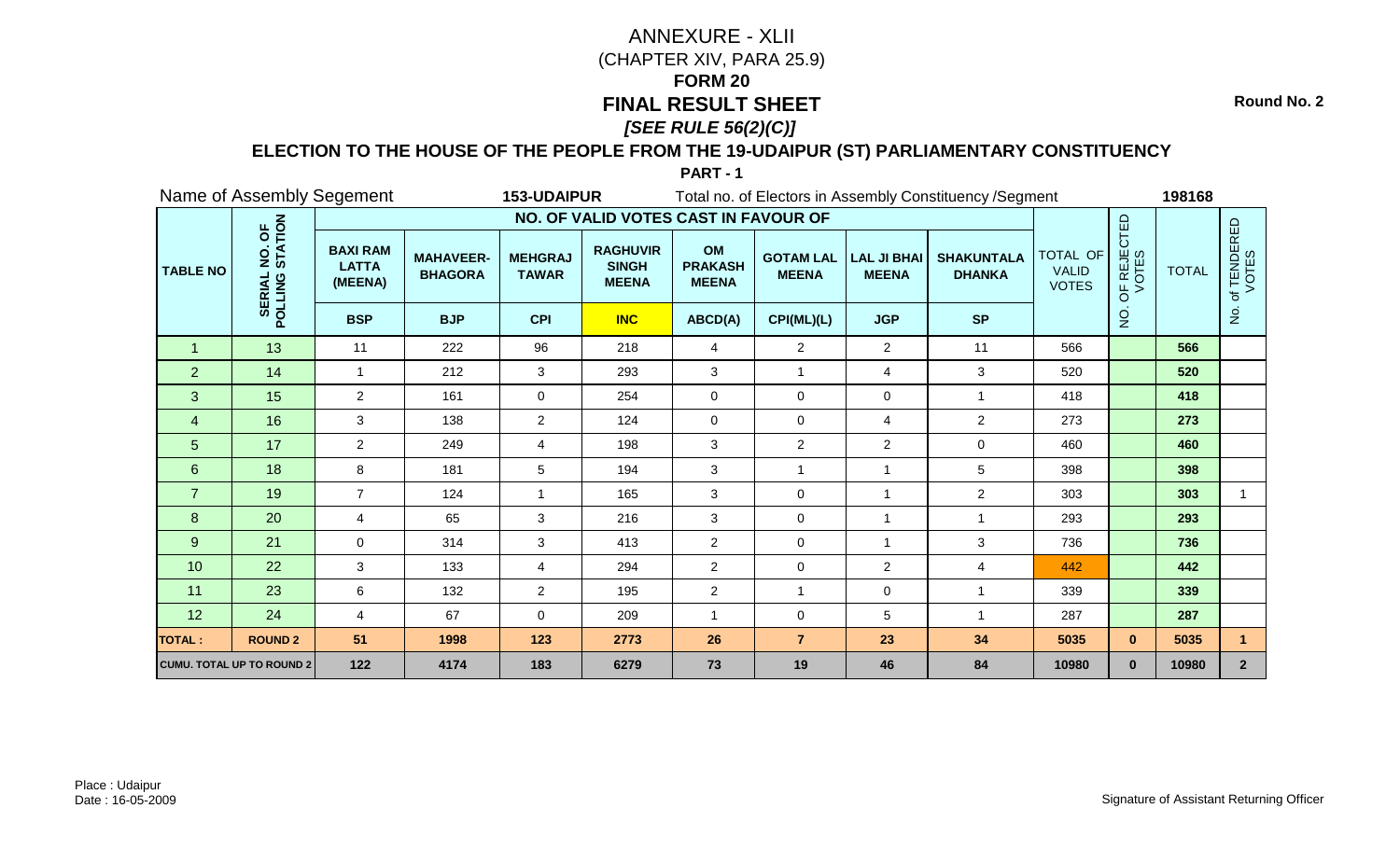# ANNEXURE - XLII

(CHAPTER XIV, PARA 25.9)

**FORM 20**

**FINAL RESULT SHEET**

***[SEE RULE 56(2)(C)]***

**Round No. 2**

## ELECTION TO THE HOUSE OF THE PEOPLE FROM THE 19-UDAIPUR (ST) PARLIAMENTARY CONSTITUENCY

**PART - 1**

Name of Assembly Segement **153-UDAIPUR** Total no. of Electors in Assembly Constituency /Segment **198168**

| TABLE NO | SERIAL NO. OF POLLING STATION | NO. OF VALID VOTES CAST IN FAVOUR OF | | | | | | | | TOTAL OF VALID VOTES | NO. OF REJECTED VOTES | TOTAL | No. of TENDERED VOTES |
|---|---|---|---|---|---|---|---|---|---|---|---|---|---|
| | | BAXI RAM LATTA (MEENA) | MAHAVEER-BHAGORA | MEHGRAJ TAWAR | RAGHUVIR SINGH MEENA | OM PRAKASH MEENA | GOTAM LAL MEENA | LAL JI BHAI MEENA | SHAKUNTALA DHANKA | | | | |
| | | BSP | BJP | CPI | INC | ABCD(A) | CPI(ML)(L) | JGP | SP | | | | |
| 1 | 13 | 11 | 222 | 96 | 218 | 4 | 2 | 2 | 11 | 566 | | 566 | |
| 2 | 14 | 1 | 212 | 3 | 293 | 3 | 1 | 4 | 3 | 520 | | 520 | |
| 3 | 15 | 2 | 161 | 0 | 254 | 0 | 0 | 0 | 1 | 418 | | 418 | |
| 4 | 16 | 3 | 138 | 2 | 124 | 0 | 0 | 4 | 2 | 273 | | 273 | |
| 5 | 17 | 2 | 249 | 4 | 198 | 3 | 2 | 2 | 0 | 460 | | 460 | |
| 6 | 18 | 8 | 181 | 5 | 194 | 3 | 1 | 1 | 5 | 398 | | 398 | |
| 7 | 19 | 7 | 124 | 1 | 165 | 3 | 0 | 1 | 2 | 303 | | 303 | 1 |
| 8 | 20 | 4 | 65 | 3 | 216 | 3 | 0 | 1 | 1 | 293 | | 293 | |
| 9 | 21 | 0 | 314 | 3 | 413 | 2 | 0 | 1 | 3 | 736 | | 736 | |
| 10 | 22 | 3 | 133 | 4 | 294 | 2 | 0 | 2 | 4 | 442 | | 442 | |
| 11 | 23 | 6 | 132 | 2 | 195 | 2 | 1 | 0 | 1 | 339 | | 339 | |
| 12 | 24 | 4 | 67 | 0 | 209 | 1 | 0 | 5 | 1 | 287 | | 287 | |
| **TOTAL :** | **ROUND 2** | **51** | **1998** | **123** | **2773** | **26** | **7** | **23** | **34** | **5035** | **0** | **5035** | **1** |
| **CUMU. TOTAL UP TO ROUND 2** | | **122** | **4174** | **183** | **6279** | **73** | **19** | **46** | **84** | **10980** | **0** | **10980** | **2** |

Place : Udaipur
Date : 16-05-2009

Signature of Assistant Returning Officer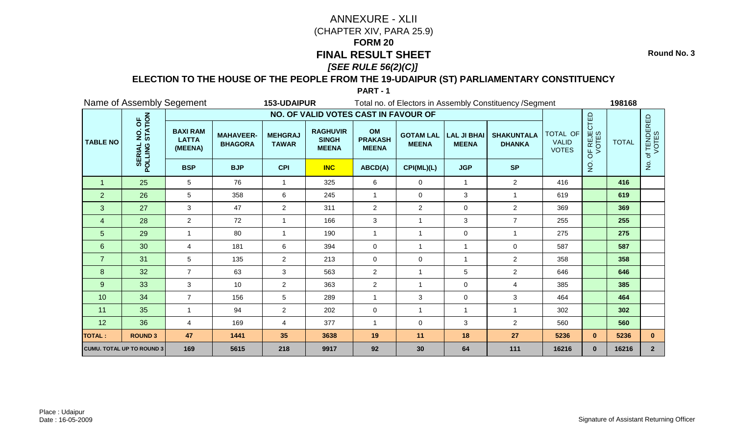Round No. 3

# ANNEXURE - XLII

(CHAPTER XIV, PARA 25.9)

## FORM 20

## FINAL RESULT SHEET

***[SEE RULE 56(2)(C)]***

### ELECTION TO THE HOUSE OF THE PEOPLE FROM THE 19-UDAIPUR (ST) PARLIAMENTARY CONSTITUENCY

**PART - 1**

Name of Assembly Segement **153-UDAIPUR** Total no. of Electors in Assembly Constituency /Segment **198168**

| TABLE NO | SERIAL NO. OF POLLING STATION | NO. OF VALID VOTES CAST IN FAVOUR OF | | | | | | | | TOTAL OF VALID VOTES | NO. OF REJECTED VOTES | TOTAL | No. of TENDERED VOTES |
|---|---|---|---|---|---|---|---|---|---|---|---|---|---|
| | | BAXI RAM LATTA (MEENA) | MAHAVEER-BHAGORA | MEHGRAJ TAWAR | RAGHUVIR SINGH MEENA | OM PRAKASH MEENA | GOTAM LAL MEENA | LAL JI BHAI MEENA | SHAKUNTALA DHANKA | | | | |
| | | BSP | BJP | CPI | INC | ABCD(A) | CPI(ML)(L) | JGP | SP | | | | |
| 1 | 25 | 5 | 76 | 1 | 325 | 6 | 0 | 1 | 2 | 416 | | **416** | |
| 2 | 26 | 5 | 358 | 6 | 245 | 1 | 0 | 3 | 1 | 619 | | **619** | |
| 3 | 27 | 3 | 47 | 2 | 311 | 2 | 2 | 0 | 2 | 369 | | **369** | |
| 4 | 28 | 2 | 72 | 1 | 166 | 3 | 1 | 3 | 7 | 255 | | **255** | |
| 5 | 29 | 1 | 80 | 1 | 190 | 1 | 1 | 0 | 1 | 275 | | **275** | |
| 6 | 30 | 4 | 181 | 6 | 394 | 0 | 1 | 1 | 0 | 587 | | **587** | |
| 7 | 31 | 5 | 135 | 2 | 213 | 0 | 0 | 1 | 2 | 358 | | **358** | |
| 8 | 32 | 7 | 63 | 3 | 563 | 2 | 1 | 5 | 2 | 646 | | **646** | |
| 9 | 33 | 3 | 10 | 2 | 363 | 2 | 1 | 0 | 4 | 385 | | **385** | |
| 10 | 34 | 7 | 156 | 5 | 289 | 1 | 3 | 0 | 3 | 464 | | **464** | |
| 11 | 35 | 1 | 94 | 2 | 202 | 0 | 1 | 1 | 1 | 302 | | **302** | |
| 12 | 36 | 4 | 169 | 4 | 377 | 1 | 0 | 3 | 2 | 560 | | **560** | |
| **TOTAL :** | **ROUND 3** | **47** | **1441** | **35** | **3638** | **19** | **11** | **18** | **27** | **5236** | **0** | **5236** | **0** |
| **CUMU. TOTAL UP TO ROUND 3** | | **169** | **5615** | **218** | **9917** | **92** | **30** | **64** | **111** | **16216** | **0** | **16216** | **2** |

Place : Udaipur

Date : 16-05-2009

Signature of Assistant Returning Officer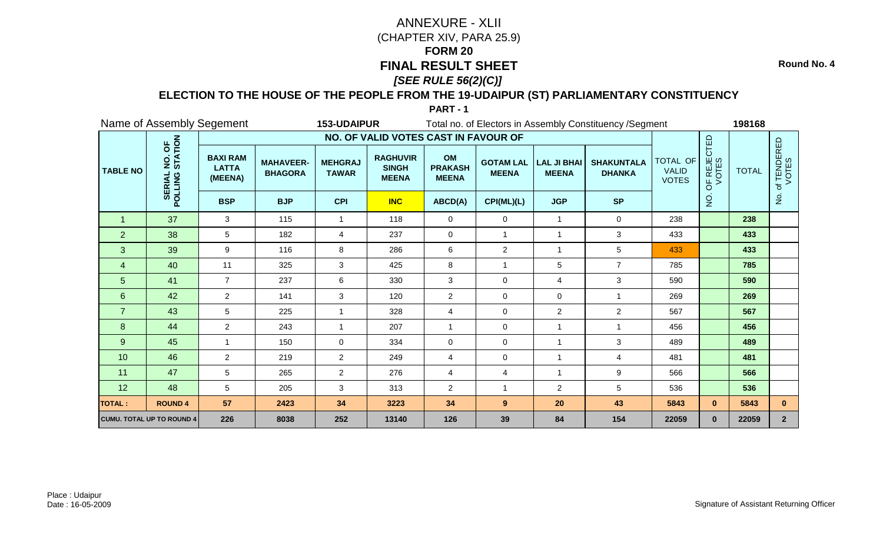# ANNEXURE - XLII

(CHAPTER XIV, PARA 25.9)

**FORM 20**

## FINAL RESULT SHEET

***[SEE RULE 56(2)(C)]***

Round No. 4

### ELECTION TO THE HOUSE OF THE PEOPLE FROM THE 19-UDAIPUR (ST) PARLIAMENTARY CONSTITUENCY

**PART - 1**

Name of Assembly Segement **153-UDAIPUR** Total no. of Electors in Assembly Constituency /Segment **198168**

| TABLE NO | SERIAL NO. OF POLLING STATION | NO. OF VALID VOTES CAST IN FAVOUR OF | | | | | | | | TOTAL OF VALID VOTES | NO. OF REJECTED VOTES | TOTAL | No. of TENDERED VOTES |
|---|---|---|---|---|---|---|---|---|---|---|---|---|---|
| | | BAXI RAM LATTA (MEENA) | MAHAVEER-BHAGORA | MEHGRAJ TAWAR | RAGHUVIR SINGH MEENA | OM PRAKASH MEENA | GOTAM LAL MEENA | LAL JI BHAI MEENA | SHAKUNTALA DHANKA | | | | |
| | | BSP | BJP | CPI | INC | ABCD(A) | CPI(ML)(L) | JGP | SP | | | | |
| 1 | 37 | 3 | 115 | 1 | 118 | 0 | 0 | 1 | 0 | 238 | | 238 | |
| 2 | 38 | 5 | 182 | 4 | 237 | 0 | 1 | 1 | 3 | 433 | | 433 | |
| 3 | 39 | 9 | 116 | 8 | 286 | 6 | 2 | 1 | 5 | 433 | | 433 | |
| 4 | 40 | 11 | 325 | 3 | 425 | 8 | 1 | 5 | 7 | 785 | | 785 | |
| 5 | 41 | 7 | 237 | 6 | 330 | 3 | 0 | 4 | 3 | 590 | | 590 | |
| 6 | 42 | 2 | 141 | 3 | 120 | 2 | 0 | 0 | 1 | 269 | | 269 | |
| 7 | 43 | 5 | 225 | 1 | 328 | 4 | 0 | 2 | 2 | 567 | | 567 | |
| 8 | 44 | 2 | 243 | 1 | 207 | 1 | 0 | 1 | 1 | 456 | | 456 | |
| 9 | 45 | 1 | 150 | 0 | 334 | 0 | 0 | 1 | 3 | 489 | | 489 | |
| 10 | 46 | 2 | 219 | 2 | 249 | 4 | 0 | 1 | 4 | 481 | | 481 | |
| 11 | 47 | 5 | 265 | 2 | 276 | 4 | 4 | 1 | 9 | 566 | | 566 | |
| 12 | 48 | 5 | 205 | 3 | 313 | 2 | 1 | 2 | 5 | 536 | | 536 | |
| **TOTAL :** | **ROUND 4** | **57** | **2423** | **34** | **3223** | **34** | **9** | **20** | **43** | **5843** | **0** | **5843** | **0** |
| **CUMU. TOTAL UP TO ROUND 4** | | **226** | **8038** | **252** | **13140** | **126** | **39** | **84** | **154** | **22059** | **0** | **22059** | **2** |

Place : Udaipur
Date : 16-05-2009

Signature of Assistant Returning Officer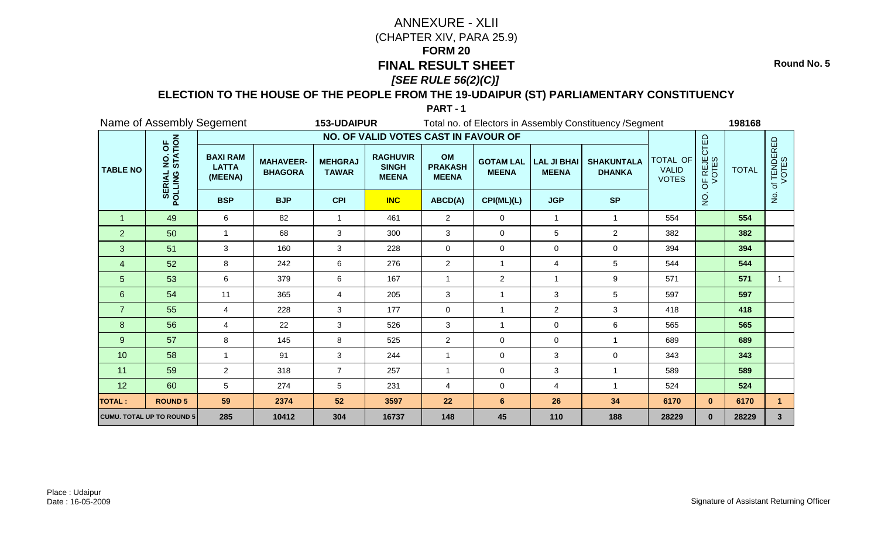# ANNEXURE - XLII

(CHAPTER XIV, PARA 25.9)

**FORM 20**

# FINAL RESULT SHEET

***[SEE RULE 56(2)(C)]***

Round No. 5

## ELECTION TO THE HOUSE OF THE PEOPLE FROM THE 19-UDAIPUR (ST) PARLIAMENTARY CONSTITUENCY

**PART - 1**

Name of Assembly Segement **153-UDAIPUR** Total no. of Electors in Assembly Constituency /Segment **198168**

| TABLE NO | SERIAL NO. OF POLLING STATION | NO. OF VALID VOTES CAST IN FAVOUR OF | | | | | | | | TOTAL OF VALID VOTES | NO. OF REJECTED VOTES | TOTAL | No. of TENDERED VOTES |
|---|---|---|---|---|---|---|---|---|---|---|---|---|---|
| | | BAXI RAM LATTA (MEENA) | MAHAVEER-BHAGORA | MEHGRAJ TAWAR | RAGHUVIR SINGH MEENA | OM PRAKASH MEENA | GOTAM LAL MEENA | LAL JI BHAI MEENA | SHAKUNTALA DHANKA | | | | |
| | | BSP | BJP | CPI | INC | ABCD(A) | CPI(ML)(L) | JGP | SP | | | | |
| 1 | 49 | 6 | 82 | 1 | 461 | 2 | 0 | 1 | 1 | 554 | | **554** | |
| 2 | 50 | 1 | 68 | 3 | 300 | 3 | 0 | 5 | 2 | 382 | | **382** | |
| 3 | 51 | 3 | 160 | 3 | 228 | 0 | 0 | 0 | 0 | 394 | | **394** | |
| 4 | 52 | 8 | 242 | 6 | 276 | 2 | 1 | 4 | 5 | 544 | | **544** | |
| 5 | 53 | 6 | 379 | 6 | 167 | 1 | 2 | 1 | 9 | 571 | | **571** | 1 |
| 6 | 54 | 11 | 365 | 4 | 205 | 3 | 1 | 3 | 5 | 597 | | **597** | |
| 7 | 55 | 4 | 228 | 3 | 177 | 0 | 1 | 2 | 3 | 418 | | **418** | |
| 8 | 56 | 4 | 22 | 3 | 526 | 3 | 1 | 0 | 6 | 565 | | **565** | |
| 9 | 57 | 8 | 145 | 8 | 525 | 2 | 0 | 0 | 1 | 689 | | **689** | |
| 10 | 58 | 1 | 91 | 3 | 244 | 1 | 0 | 3 | 0 | 343 | | **343** | |
| 11 | 59 | 2 | 318 | 7 | 257 | 1 | 0 | 3 | 1 | 589 | | **589** | |
| 12 | 60 | 5 | 274 | 5 | 231 | 4 | 0 | 4 | 1 | 524 | | **524** | |
| **TOTAL :** | **ROUND 5** | **59** | **2374** | **52** | **3597** | **22** | **6** | **26** | **34** | **6170** | **0** | **6170** | **1** |
| **CUMU. TOTAL UP TO ROUND 5** | | **285** | **10412** | **304** | **16737** | **148** | **45** | **110** | **188** | **28229** | **0** | **28229** | **3** |

Place : Udaipur
Date : 16-05-2009

Signature of Assistant Returning Officer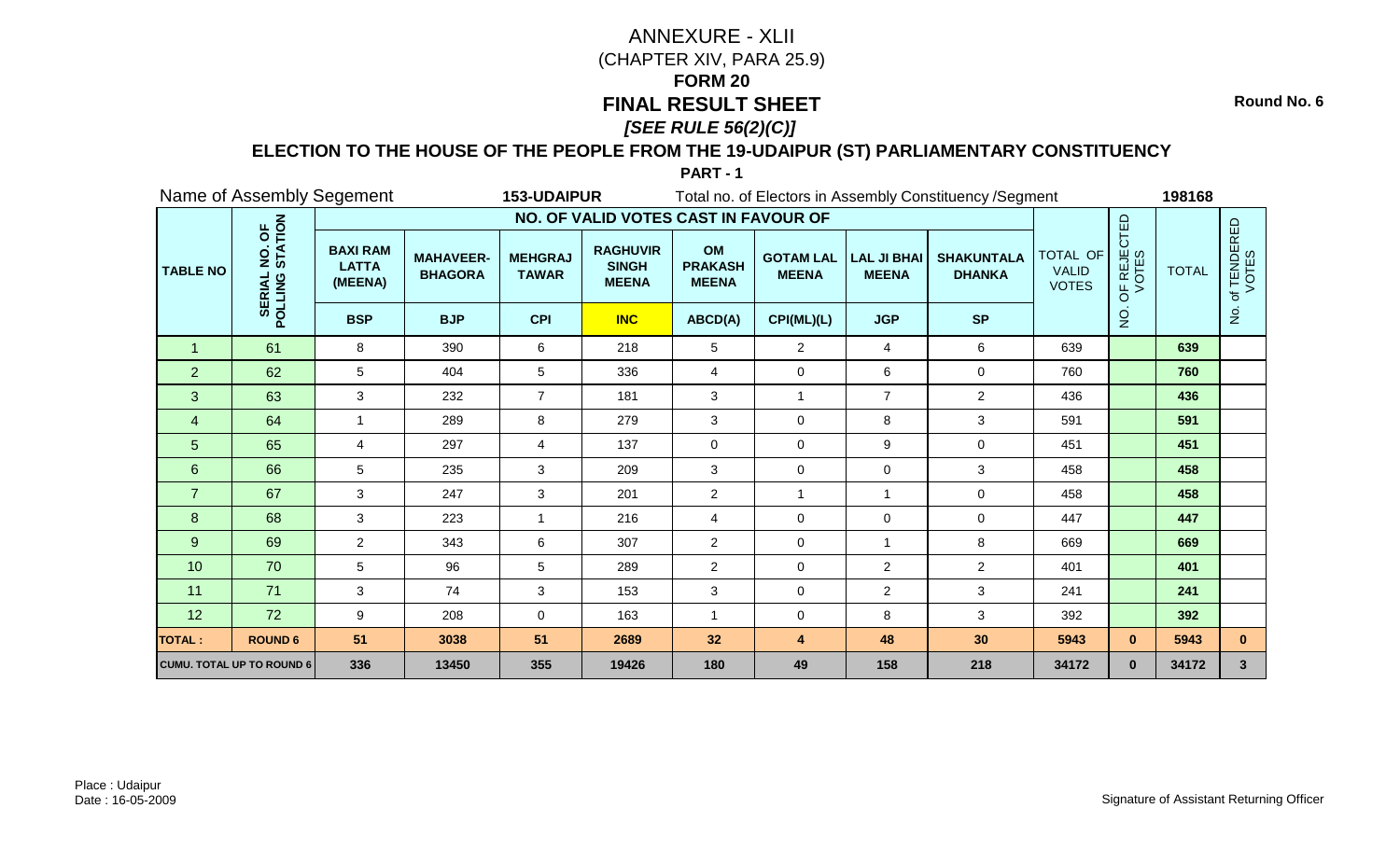# ANNEXURE - XLII

(CHAPTER XIV, PARA 25.9)

**FORM 20**

# FINAL RESULT SHEET

***[SEE RULE 56(2)(C)]***

**Round No. 6**

## ELECTION TO THE HOUSE OF THE PEOPLE FROM THE 19-UDAIPUR (ST) PARLIAMENTARY CONSTITUENCY

**PART - 1**

Name of Assembly Segement **153-UDAIPUR** Total no. of Electors in Assembly Constituency /Segment **198168**

| TABLE NO | SERIAL NO. OF POLLING STATION | NO. OF VALID VOTES CAST IN FAVOUR OF | | | | | | | | TOTAL OF VALID VOTES | NO. OF REJECTED VOTES | TOTAL | No. of TENDERED VOTES |
|---|---|---|---|---|---|---|---|---|---|---|---|---|---|
| | | BAXI RAM LATTA (MEENA) | MAHAVEER-BHAGORA | MEHGRAJ TAWAR | RAGHUVIR SINGH MEENA | OM PRAKASH MEENA | GOTAM LAL MEENA | LAL JI BHAI MEENA | SHAKUNTALA DHANKA | | | | |
| | | BSP | BJP | CPI | INC | ABCD(A) | CPI(ML)(L) | JGP | SP | | | | |
| 1 | 61 | 8 | 390 | 6 | 218 | 5 | 2 | 4 | 6 | 639 | | **639** | |
| 2 | 62 | 5 | 404 | 5 | 336 | 4 | 0 | 6 | 0 | 760 | | **760** | |
| 3 | 63 | 3 | 232 | 7 | 181 | 3 | 1 | 7 | 2 | 436 | | **436** | |
| 4 | 64 | 1 | 289 | 8 | 279 | 3 | 0 | 8 | 3 | 591 | | **591** | |
| 5 | 65 | 4 | 297 | 4 | 137 | 0 | 0 | 9 | 0 | 451 | | **451** | |
| 6 | 66 | 5 | 235 | 3 | 209 | 3 | 0 | 0 | 3 | 458 | | **458** | |
| 7 | 67 | 3 | 247 | 3 | 201 | 2 | 1 | 1 | 0 | 458 | | **458** | |
| 8 | 68 | 3 | 223 | 1 | 216 | 4 | 0 | 0 | 0 | 447 | | **447** | |
| 9 | 69 | 2 | 343 | 6 | 307 | 2 | 0 | 1 | 8 | 669 | | **669** | |
| 10 | 70 | 5 | 96 | 5 | 289 | 2 | 0 | 2 | 2 | 401 | | **401** | |
| 11 | 71 | 3 | 74 | 3 | 153 | 3 | 0 | 2 | 3 | 241 | | **241** | |
| 12 | 72 | 9 | 208 | 0 | 163 | 1 | 0 | 8 | 3 | 392 | | **392** | |
| **TOTAL :** | **ROUND 6** | **51** | **3038** | **51** | **2689** | **32** | **4** | **48** | **30** | **5943** | **0** | **5943** | **0** |
| **CUMU. TOTAL UP TO ROUND 6** | | **336** | **13450** | **355** | **19426** | **180** | **49** | **158** | **218** | **34172** | **0** | **34172** | **3** |

Place : Udaipur
Date : 16-05-2009

Signature of Assistant Returning Officer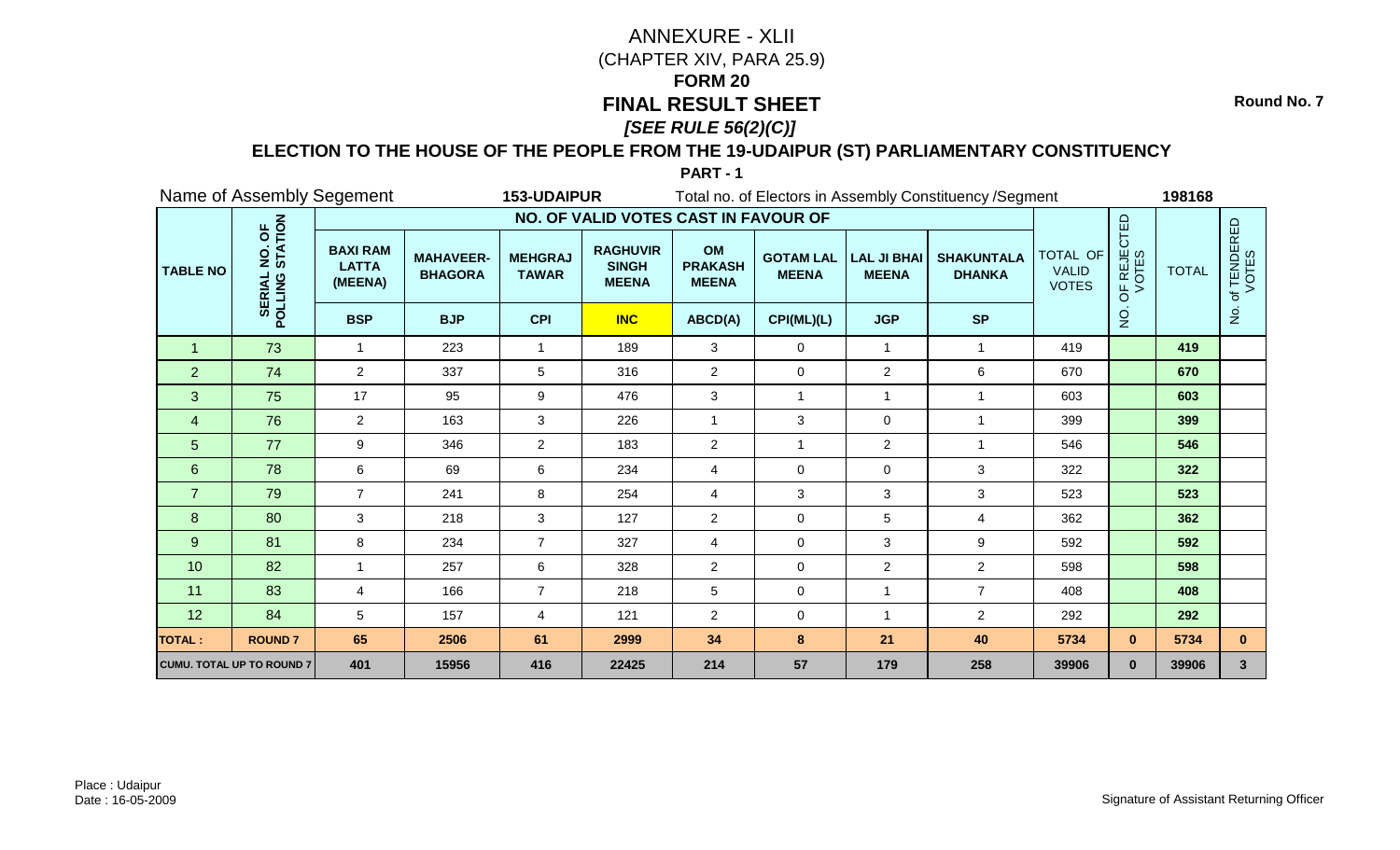# ANNEXURE - XLII

(CHAPTER XIV, PARA 25.9)

## FORM 20

## FINAL RESULT SHEET

### *[SEE RULE 56(2)(C)]*

**Round No. 7**

### ELECTION TO THE HOUSE OF THE PEOPLE FROM THE 19-UDAIPUR (ST) PARLIAMENTARY CONSTITUENCY

**PART - 1**

Name of Assembly Segement **153-UDAIPUR** Total no. of Electors in Assembly Constituency /Segment **198168**

| TABLE NO | SERIAL NO. OF POLLING STATION | NO. OF VALID VOTES CAST IN FAVOUR OF | | | | | | | | TOTAL OF VALID VOTES | NO. OF REJECTED VOTES | TOTAL | No. of TENDERED VOTES |
|---|---|---|---|---|---|---|---|---|---|---|---|---|---|
| | | BAXI RAM LATTA (MEENA) | MAHAVEER-BHAGORA | MEHGRAJ TAWAR | RAGHUVIR SINGH MEENA | OM PRAKASH MEENA | GOTAM LAL MEENA | LAL JI BHAI MEENA | SHAKUNTALA DHANKA | | | | |
| | | BSP | BJP | CPI | INC | ABCD(A) | CPI(ML)(L) | JGP | SP | | | | |
| 1 | 73 | 1 | 223 | 1 | 189 | 3 | 0 | 1 | 1 | 419 | | 419 | |
| 2 | 74 | 2 | 337 | 5 | 316 | 2 | 0 | 2 | 6 | 670 | | 670 | |
| 3 | 75 | 17 | 95 | 9 | 476 | 3 | 1 | 1 | 1 | 603 | | 603 | |
| 4 | 76 | 2 | 163 | 3 | 226 | 1 | 3 | 0 | 1 | 399 | | 399 | |
| 5 | 77 | 9 | 346 | 2 | 183 | 2 | 1 | 2 | 1 | 546 | | 546 | |
| 6 | 78 | 6 | 69 | 6 | 234 | 4 | 0 | 0 | 3 | 322 | | 322 | |
| 7 | 79 | 7 | 241 | 8 | 254 | 4 | 3 | 3 | 3 | 523 | | 523 | |
| 8 | 80 | 3 | 218 | 3 | 127 | 2 | 0 | 5 | 4 | 362 | | 362 | |
| 9 | 81 | 8 | 234 | 7 | 327 | 4 | 0 | 3 | 9 | 592 | | 592 | |
| 10 | 82 | 1 | 257 | 6 | 328 | 2 | 0 | 2 | 2 | 598 | | 598 | |
| 11 | 83 | 4 | 166 | 7 | 218 | 5 | 0 | 1 | 7 | 408 | | 408 | |
| 12 | 84 | 5 | 157 | 4 | 121 | 2 | 0 | 1 | 2 | 292 | | 292 | |
| **TOTAL :** | **ROUND 7** | **65** | **2506** | **61** | **2999** | **34** | **8** | **21** | **40** | **5734** | **0** | **5734** | **0** |
| **CUMU. TOTAL UP TO ROUND 7** | | **401** | **15956** | **416** | **22425** | **214** | **57** | **179** | **258** | **39906** | **0** | **39906** | **3** |

Place : Udaipur
Date : 16-05-2009

Signature of Assistant Returning Officer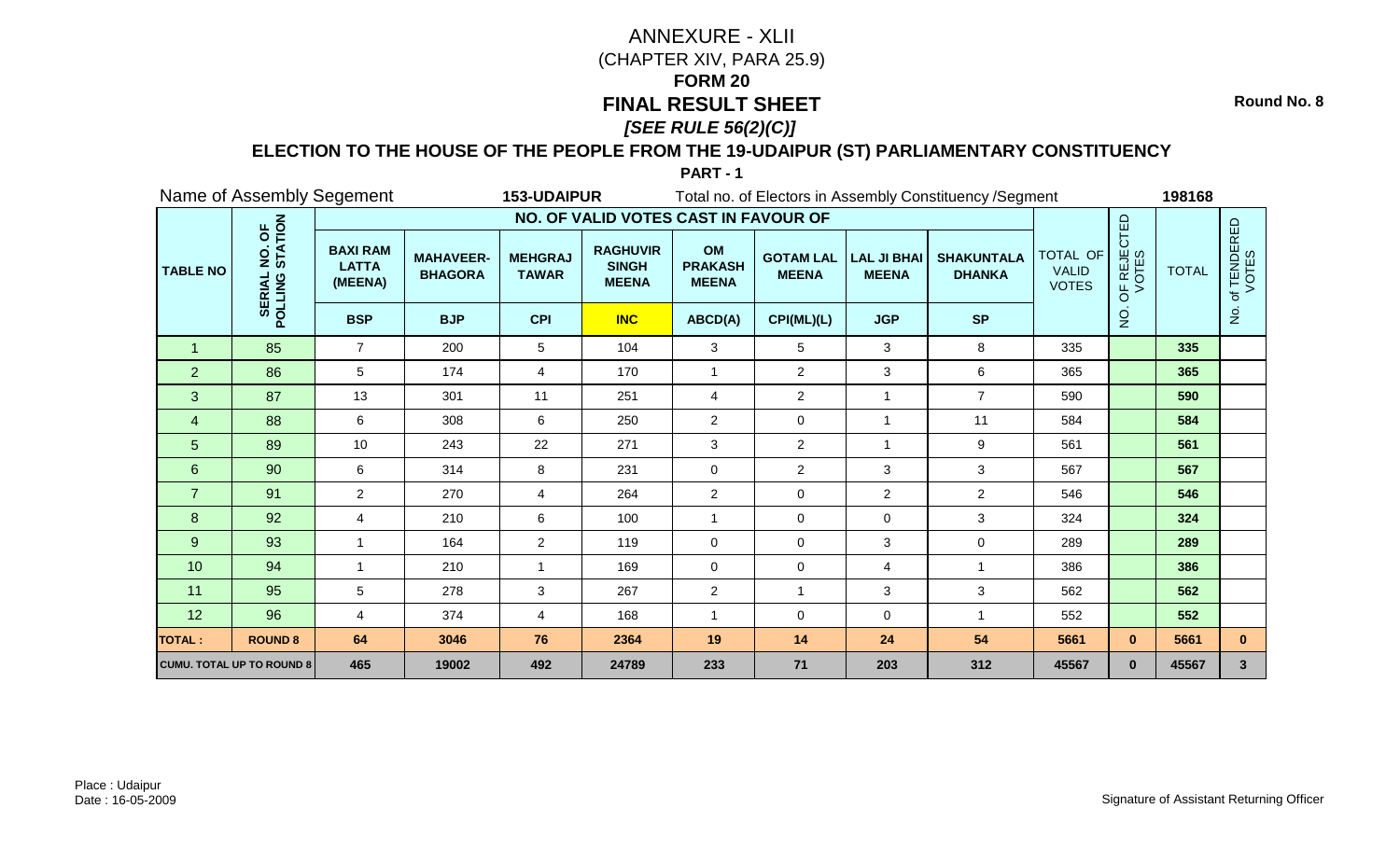# ANNEXURE - XLII

(CHAPTER XIV, PARA 25.9)

**FORM 20**

# FINAL RESULT SHEET

***[SEE RULE 56(2)(C)]***

**Round No. 8**

## ELECTION TO THE HOUSE OF THE PEOPLE FROM THE 19-UDAIPUR (ST) PARLIAMENTARY CONSTITUENCY

**PART - 1**

Name of Assembly Segement **153-UDAIPUR** Total no. of Electors in Assembly Constituency /Segment **198168**

| TABLE NO | SERIAL NO. OF POLLING STATION | NO. OF VALID VOTES CAST IN FAVOUR OF | | | | | | | | TOTAL OF VALID VOTES | NO. OF REJECTED VOTES | TOTAL | No. of TENDERED VOTES |
|---|---|---|---|---|---|---|---|---|---|---|---|---|---|
| | | BAXI RAM LATTA (MEENA) | MAHAVEER-BHAGORA | MEHGRAJ TAWAR | RAGHUVIR SINGH MEENA | OM PRAKASH MEENA | GOTAM LAL MEENA | LAL JI BHAI MEENA | SHAKUNTALA DHANKA | | | | |
| | | BSP | BJP | CPI | INC | ABCD(A) | CPI(ML)(L) | JGP | SP | | | | |
| 1 | 85 | 7 | 200 | 5 | 104 | 3 | 5 | 3 | 8 | 335 | | **335** | |
| 2 | 86 | 5 | 174 | 4 | 170 | 1 | 2 | 3 | 6 | 365 | | **365** | |
| 3 | 87 | 13 | 301 | 11 | 251 | 4 | 2 | 1 | 7 | 590 | | **590** | |
| 4 | 88 | 6 | 308 | 6 | 250 | 2 | 0 | 1 | 11 | 584 | | **584** | |
| 5 | 89 | 10 | 243 | 22 | 271 | 3 | 2 | 1 | 9 | 561 | | **561** | |
| 6 | 90 | 6 | 314 | 8 | 231 | 0 | 2 | 3 | 3 | 567 | | **567** | |
| 7 | 91 | 2 | 270 | 4 | 264 | 2 | 0 | 2 | 2 | 546 | | **546** | |
| 8 | 92 | 4 | 210 | 6 | 100 | 1 | 0 | 0 | 3 | 324 | | **324** | |
| 9 | 93 | 1 | 164 | 2 | 119 | 0 | 0 | 3 | 0 | 289 | | **289** | |
| 10 | 94 | 1 | 210 | 1 | 169 | 0 | 0 | 4 | 1 | 386 | | **386** | |
| 11 | 95 | 5 | 278 | 3 | 267 | 2 | 1 | 3 | 3 | 562 | | **562** | |
| 12 | 96 | 4 | 374 | 4 | 168 | 1 | 0 | 0 | 1 | 552 | | **552** | |
| **TOTAL :** | **ROUND 8** | **64** | **3046** | **76** | **2364** | **19** | **14** | **24** | **54** | **5661** | **0** | **5661** | **0** |
| **CUMU. TOTAL UP TO ROUND 8** | | **465** | **19002** | **492** | **24789** | **233** | **71** | **203** | **312** | **45567** | **0** | **45567** | **3** |

Place : Udaipur
Date : 16-05-2009

Signature of Assistant Returning Officer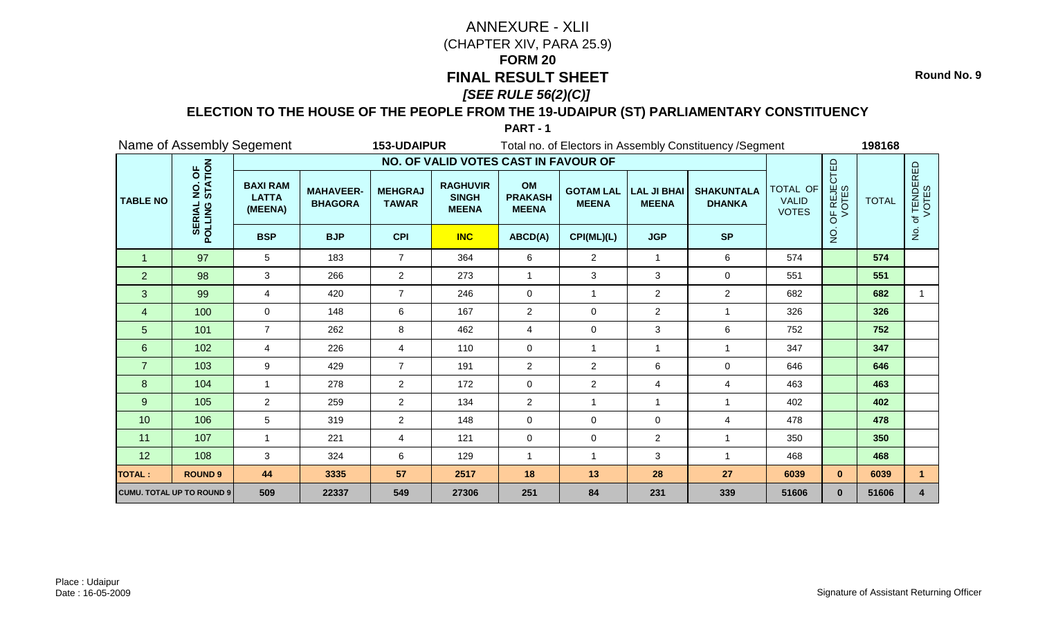# ANNEXURE - XLII

(CHAPTER XIV, PARA 25.9)

## FORM 20

## FINAL RESULT SHEET

***[SEE RULE 56(2)(C)]***

Round No. 9

### ELECTION TO THE HOUSE OF THE PEOPLE FROM THE 19-UDAIPUR (ST) PARLIAMENTARY CONSTITUENCY

**PART - 1**

Name of Assembly Segement **153-UDAIPUR** Total no. of Electors in Assembly Constituency /Segment **198168**

| TABLE NO | SERIAL NO. OF POLLING STATION | NO. OF VALID VOTES CAST IN FAVOUR OF | | | | | | | | TOTAL OF VALID VOTES | NO. OF REJECTED VOTES | TOTAL | No. of TENDERED VOTES |
|---|---|---|---|---|---|---|---|---|---|---|---|---|---|
| | | BAXI RAM LATTA (MEENA) | MAHAVEER-BHAGORA | MEHGRAJ TAWAR | RAGHUVIR SINGH MEENA | OM PRAKASH MEENA | GOTAM LAL MEENA | LAL JI BHAI MEENA | SHAKUNTALA DHANKA | | | | |
| | | BSP | BJP | CPI | INC | ABCD(A) | CPI(ML)(L) | JGP | SP | | | | |
| 1 | 97 | 5 | 183 | 7 | 364 | 6 | 2 | 1 | 6 | 574 | | 574 | |
| 2 | 98 | 3 | 266 | 2 | 273 | 1 | 3 | 3 | 0 | 551 | | 551 | |
| 3 | 99 | 4 | 420 | 7 | 246 | 0 | 1 | 2 | 2 | 682 | | 682 | 1 |
| 4 | 100 | 0 | 148 | 6 | 167 | 2 | 0 | 2 | 1 | 326 | | 326 | |
| 5 | 101 | 7 | 262 | 8 | 462 | 4 | 0 | 3 | 6 | 752 | | 752 | |
| 6 | 102 | 4 | 226 | 4 | 110 | 0 | 1 | 1 | 1 | 347 | | 347 | |
| 7 | 103 | 9 | 429 | 7 | 191 | 2 | 2 | 6 | 0 | 646 | | 646 | |
| 8 | 104 | 1 | 278 | 2 | 172 | 0 | 2 | 4 | 4 | 463 | | 463 | |
| 9 | 105 | 2 | 259 | 2 | 134 | 2 | 1 | 1 | 1 | 402 | | 402 | |
| 10 | 106 | 5 | 319 | 2 | 148 | 0 | 0 | 0 | 4 | 478 | | 478 | |
| 11 | 107 | 1 | 221 | 4 | 121 | 0 | 0 | 2 | 1 | 350 | | 350 | |
| 12 | 108 | 3 | 324 | 6 | 129 | 1 | 1 | 3 | 1 | 468 | | 468 | |
| **TOTAL :** | **ROUND 9** | **44** | **3335** | **57** | **2517** | **18** | **13** | **28** | **27** | **6039** | **0** | **6039** | **1** |
| **CUMU. TOTAL UP TO ROUND 9** | | **509** | **22337** | **549** | **27306** | **251** | **84** | **231** | **339** | **51606** | **0** | **51606** | **4** |

Place : Udaipur
Date : 16-05-2009

Signature of Assistant Returning Officer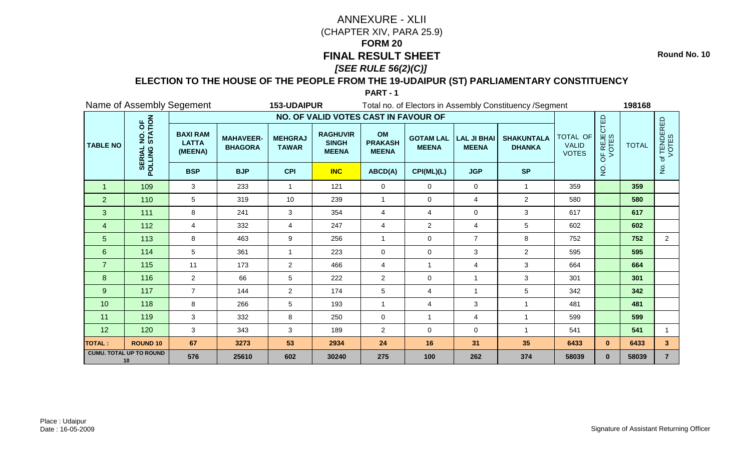# ANNEXURE - XLII

(CHAPTER XIV, PARA 25.9)

**FORM 20**

## FINAL RESULT SHEET

***[SEE RULE 56(2)(C)]***

**Round No. 10**

### ELECTION TO THE HOUSE OF THE PEOPLE FROM THE 19-UDAIPUR (ST) PARLIAMENTARY CONSTITUENCY

**PART - 1**

Name of Assembly Segement **153-UDAIPUR** Total no. of Electors in Assembly Constituency /Segment **198168**

| TABLE NO | SERIAL NO. OF POLLING STATION | NO. OF VALID VOTES CAST IN FAVOUR OF | | | | | | | | TOTAL OF VALID VOTES | NO. OF REJECTED VOTES | TOTAL | No. of TENDERED VOTES |
|---|---|---|---|---|---|---|---|---|---|---|---|---|---|
| | | BAXI RAM LATTA (MEENA) | MAHAVEER-BHAGORA | MEHGRAJ TAWAR | RAGHUVIR SINGH MEENA | OM PRAKASH MEENA | GOTAM LAL MEENA | LAL JI BHAI MEENA | SHAKUNTALA DHANKA | | | | |
| | | BSP | BJP | CPI | INC | ABCD(A) | CPI(ML)(L) | JGP | SP | | | | |
| 1 | 109 | 3 | 233 | 1 | 121 | 0 | 0 | 0 | 1 | 359 | | 359 | |
| 2 | 110 | 5 | 319 | 10 | 239 | 1 | 0 | 4 | 2 | 580 | | 580 | |
| 3 | 111 | 8 | 241 | 3 | 354 | 4 | 4 | 0 | 3 | 617 | | 617 | |
| 4 | 112 | 4 | 332 | 4 | 247 | 4 | 2 | 4 | 5 | 602 | | 602 | |
| 5 | 113 | 8 | 463 | 9 | 256 | 1 | 0 | 7 | 8 | 752 | | 752 | 2 |
| 6 | 114 | 5 | 361 | 1 | 223 | 0 | 0 | 3 | 2 | 595 | | 595 | |
| 7 | 115 | 11 | 173 | 2 | 466 | 4 | 1 | 4 | 3 | 664 | | 664 | |
| 8 | 116 | 2 | 66 | 5 | 222 | 2 | 0 | 1 | 3 | 301 | | 301 | |
| 9 | 117 | 7 | 144 | 2 | 174 | 5 | 4 | 1 | 5 | 342 | | 342 | |
| 10 | 118 | 8 | 266 | 5 | 193 | 1 | 4 | 3 | 1 | 481 | | 481 | |
| 11 | 119 | 3 | 332 | 8 | 250 | 0 | 1 | 4 | 1 | 599 | | 599 | |
| 12 | 120 | 3 | 343 | 3 | 189 | 2 | 0 | 0 | 1 | 541 | | 541 | 1 |
| **TOTAL :** | **ROUND 10** | **67** | **3273** | **53** | **2934** | **24** | **16** | **31** | **35** | **6433** | **0** | **6433** | **3** |
| **CUMU. TOTAL UP TO ROUND 10** | | **576** | **25610** | **602** | **30240** | **275** | **100** | **262** | **374** | **58039** | **0** | **58039** | **7** |

Place : Udaipur
Date : 16-05-2009

Signature of Assistant Returning Officer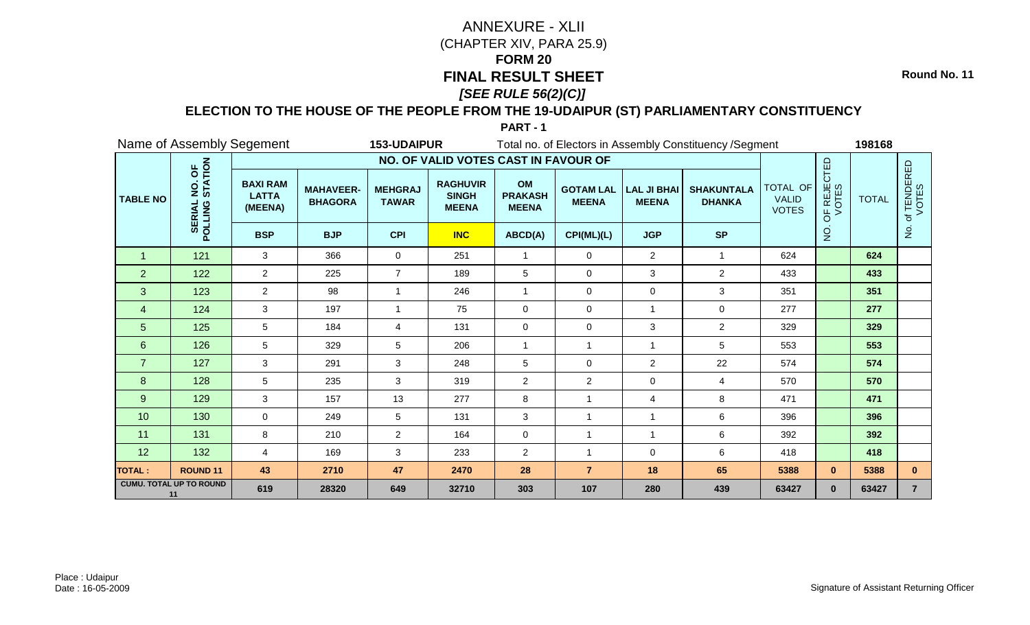# ANNEXURE - XLII

(CHAPTER XIV, PARA 25.9)

## FORM 20

## FINAL RESULT SHEET

## *[SEE RULE 56(2)(C)]*

Round No. 11

### ELECTION TO THE HOUSE OF THE PEOPLE FROM THE 19-UDAIPUR (ST) PARLIAMENTARY CONSTITUENCY

**PART - 1**

Name of Assembly Segement **153-UDAIPUR** Total no. of Electors in Assembly Constituency /Segment **198168**

| TABLE NO | SERIAL NO. OF POLLING STATION | NO. OF VALID VOTES CAST IN FAVOUR OF | | | | | | | | TOTAL OF VALID VOTES | NO. OF REJECTED VOTES | TOTAL | No. of TENDERED VOTES |
|---|---|---|---|---|---|---|---|---|---|---|---|---|---|
| | | BAXI RAM LATTA (MEENA) | MAHAVEER-BHAGORA | MEHGRAJ TAWAR | RAGHUVIR SINGH MEENA | OM PRAKASH MEENA | GOTAM LAL MEENA | LAL JI BHAI MEENA | SHAKUNTALA DHANKA | | | | |
| | | BSP | BJP | CPI | INC | ABCD(A) | CPI(ML)(L) | JGP | SP | | | | |
| 1 | 121 | 3 | 366 | 0 | 251 | 1 | 0 | 2 | 1 | 624 | | 624 | |
| 2 | 122 | 2 | 225 | 7 | 189 | 5 | 0 | 3 | 2 | 433 | | 433 | |
| 3 | 123 | 2 | 98 | 1 | 246 | 1 | 0 | 0 | 3 | 351 | | 351 | |
| 4 | 124 | 3 | 197 | 1 | 75 | 0 | 0 | 1 | 0 | 277 | | 277 | |
| 5 | 125 | 5 | 184 | 4 | 131 | 0 | 0 | 3 | 2 | 329 | | 329 | |
| 6 | 126 | 5 | 329 | 5 | 206 | 1 | 1 | 1 | 5 | 553 | | 553 | |
| 7 | 127 | 3 | 291 | 3 | 248 | 5 | 0 | 2 | 22 | 574 | | 574 | |
| 8 | 128 | 5 | 235 | 3 | 319 | 2 | 2 | 0 | 4 | 570 | | 570 | |
| 9 | 129 | 3 | 157 | 13 | 277 | 8 | 1 | 4 | 8 | 471 | | 471 | |
| 10 | 130 | 0 | 249 | 5 | 131 | 3 | 1 | 1 | 6 | 396 | | 396 | |
| 11 | 131 | 8 | 210 | 2 | 164 | 0 | 1 | 1 | 6 | 392 | | 392 | |
| 12 | 132 | 4 | 169 | 3 | 233 | 2 | 1 | 0 | 6 | 418 | | 418 | |
| **TOTAL :** | **ROUND 11** | **43** | **2710** | **47** | **2470** | **28** | **7** | **18** | **65** | **5388** | **0** | **5388** | **0** |
| **CUMU. TOTAL UP TO ROUND 11** | | **619** | **28320** | **649** | **32710** | **303** | **107** | **280** | **439** | **63427** | **0** | **63427** | **7** |

Place : Udaipur
Date : 16-05-2009

Signature of Assistant Returning Officer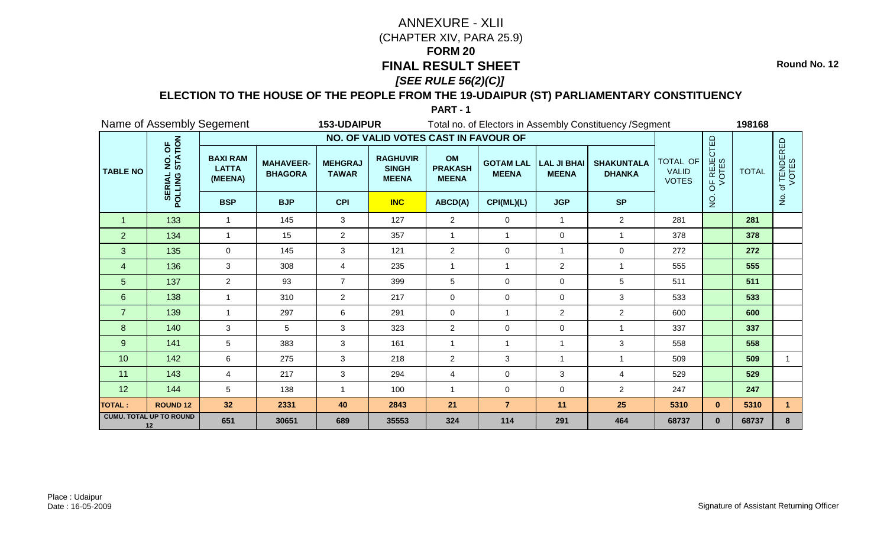# ANNEXURE - XLII

(CHAPTER XIV, PARA 25.9)

**FORM 20**

**FINAL RESULT SHEET**

***[SEE RULE 56(2)(C)]***

**Round No. 12**

**ELECTION TO THE HOUSE OF THE PEOPLE FROM THE 19-UDAIPUR (ST) PARLIAMENTARY CONSTITUENCY**

**PART - 1**

Name of Assembly Segement **153-UDAIPUR** Total no. of Electors in Assembly Constituency /Segment **198168**

| TABLE NO | SERIAL NO. OF POLLING STATION | NO. OF VALID VOTES CAST IN FAVOUR OF | | | | | | | | TOTAL OF VALID VOTES | NO. OF REJECTED VOTES | TOTAL | No. of TENDERED VOTES |
|---|---|---|---|---|---|---|---|---|---|---|---|---|---|
| | | BAXI RAM LATTA (MEENA) | MAHAVEER-BHAGORA | MEHGRAJ TAWAR | RAGHUVIR SINGH MEENA | OM PRAKASH MEENA | GOTAM LAL MEENA | LAL JI BHAI MEENA | SHAKUNTALA DHANKA | | | | |
| | | BSP | BJP | CPI | INC | ABCD(A) | CPI(ML)(L) | JGP | SP | | | | |
| 1 | 133 | 1 | 145 | 3 | 127 | 2 | 0 | 1 | 2 | 281 | | 281 | |
| 2 | 134 | 1 | 15 | 2 | 357 | 1 | 1 | 0 | 1 | 378 | | 378 | |
| 3 | 135 | 0 | 145 | 3 | 121 | 2 | 0 | 1 | 0 | 272 | | 272 | |
| 4 | 136 | 3 | 308 | 4 | 235 | 1 | 1 | 2 | 1 | 555 | | 555 | |
| 5 | 137 | 2 | 93 | 7 | 399 | 5 | 0 | 0 | 5 | 511 | | 511 | |
| 6 | 138 | 1 | 310 | 2 | 217 | 0 | 0 | 0 | 3 | 533 | | 533 | |
| 7 | 139 | 1 | 297 | 6 | 291 | 0 | 1 | 2 | 2 | 600 | | 600 | |
| 8 | 140 | 3 | 5 | 3 | 323 | 2 | 0 | 0 | 1 | 337 | | 337 | |
| 9 | 141 | 5 | 383 | 3 | 161 | 1 | 1 | 1 | 3 | 558 | | 558 | |
| 10 | 142 | 6 | 275 | 3 | 218 | 2 | 3 | 1 | 1 | 509 | | 509 | 1 |
| 11 | 143 | 4 | 217 | 3 | 294 | 4 | 0 | 3 | 4 | 529 | | 529 | |
| 12 | 144 | 5 | 138 | 1 | 100 | 1 | 0 | 0 | 2 | 247 | | 247 | |
| **TOTAL :** | **ROUND 12** | **32** | **2331** | **40** | **2843** | **21** | **7** | **11** | **25** | **5310** | **0** | **5310** | **1** |
| **CUMU. TOTAL UP TO ROUND 12** | | **651** | **30651** | **689** | **35553** | **324** | **114** | **291** | **464** | **68737** | **0** | **68737** | **8** |

Place : Udaipur
Date : 16-05-2009

Signature of Assistant Returning Officer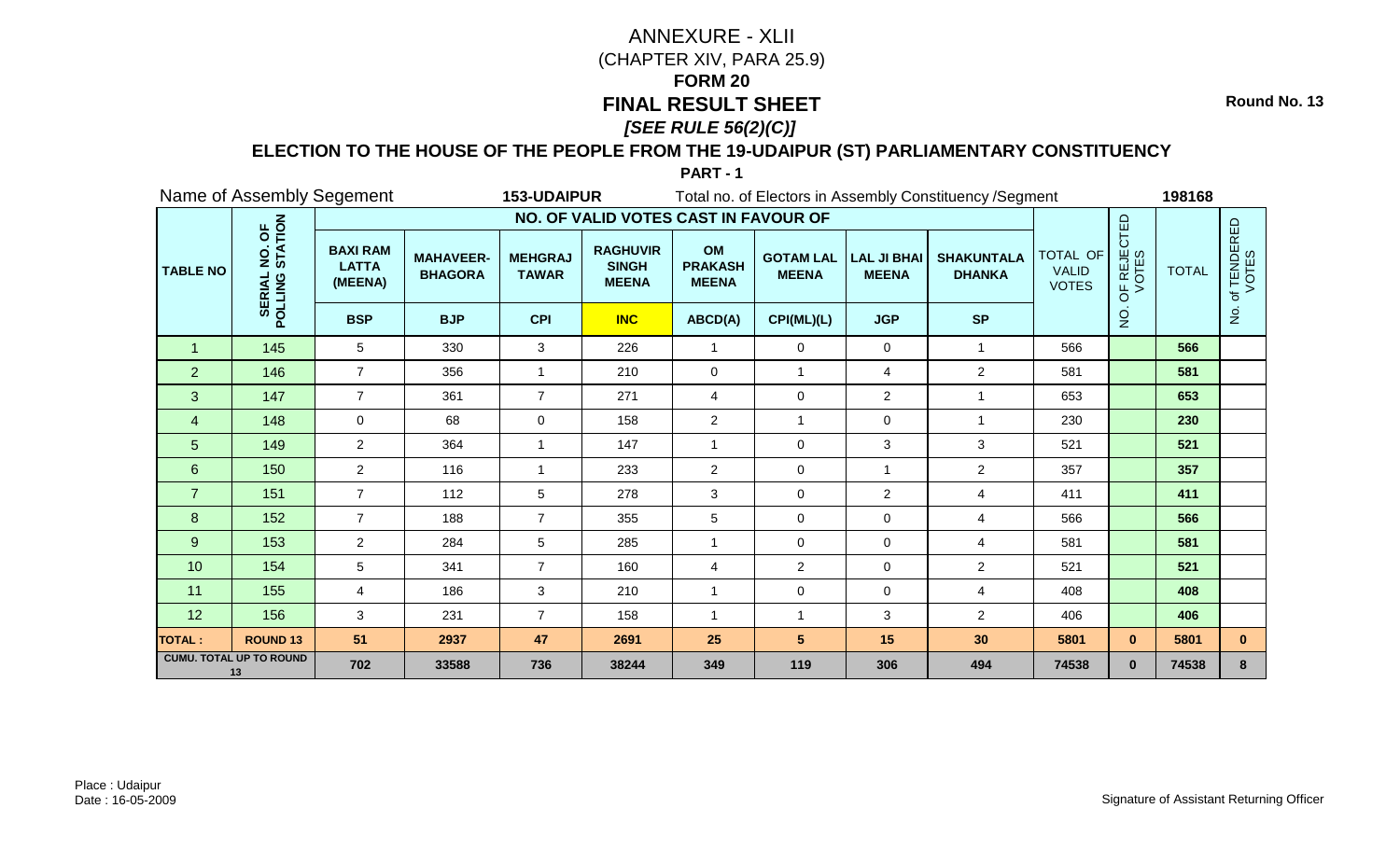# ANNEXURE - XLII

(CHAPTER XIV, PARA 25.9)

**FORM 20**

**FINAL RESULT SHEET**

***[SEE RULE 56(2)(C)]***

**Round No. 13**

**ELECTION TO THE HOUSE OF THE PEOPLE FROM THE 19-UDAIPUR (ST) PARLIAMENTARY CONSTITUENCY**

**PART - 1**

Name of Assembly Segement **153-UDAIPUR** Total no. of Electors in Assembly Constituency /Segment **198168**

| TABLE NO | SERIAL NO. OF POLLING STATION | NO. OF VALID VOTES CAST IN FAVOUR OF | | | | | | | | TOTAL OF VALID VOTES | NO. OF REJECTED VOTES | TOTAL | No. of TENDERED VOTES |
|---|---|---|---|---|---|---|---|---|---|---|---|---|---|
| | | BAXI RAM LATTA (MEENA) | MAHAVEER-BHAGORA | MEHGRAJ TAWAR | RAGHUVIR SINGH MEENA | OM PRAKASH MEENA | GOTAM LAL MEENA | LAL JI BHAI MEENA | SHAKUNTALA DHANKA | | | | |
| | | BSP | BJP | CPI | INC | ABCD(A) | CPI(ML)(L) | JGP | SP | | | | |
| 1 | 145 | 5 | 330 | 3 | 226 | 1 | 0 | 0 | 1 | 566 | | 566 | |
| 2 | 146 | 7 | 356 | 1 | 210 | 0 | 1 | 4 | 2 | 581 | | 581 | |
| 3 | 147 | 7 | 361 | 7 | 271 | 4 | 0 | 2 | 1 | 653 | | 653 | |
| 4 | 148 | 0 | 68 | 0 | 158 | 2 | 1 | 0 | 1 | 230 | | 230 | |
| 5 | 149 | 2 | 364 | 1 | 147 | 1 | 0 | 3 | 3 | 521 | | 521 | |
| 6 | 150 | 2 | 116 | 1 | 233 | 2 | 0 | 1 | 2 | 357 | | 357 | |
| 7 | 151 | 7 | 112 | 5 | 278 | 3 | 0 | 2 | 4 | 411 | | 411 | |
| 8 | 152 | 7 | 188 | 7 | 355 | 5 | 0 | 0 | 4 | 566 | | 566 | |
| 9 | 153 | 2 | 284 | 5 | 285 | 1 | 0 | 0 | 4 | 581 | | 581 | |
| 10 | 154 | 5 | 341 | 7 | 160 | 4 | 2 | 0 | 2 | 521 | | 521 | |
| 11 | 155 | 4 | 186 | 3 | 210 | 1 | 0 | 0 | 4 | 408 | | 408 | |
| 12 | 156 | 3 | 231 | 7 | 158 | 1 | 1 | 3 | 2 | 406 | | 406 | |
| **TOTAL :** | **ROUND 13** | **51** | **2937** | **47** | **2691** | **25** | **5** | **15** | **30** | **5801** | **0** | **5801** | **0** |
| **CUMU. TOTAL UP TO ROUND 13** | | **702** | **33588** | **736** | **38244** | **349** | **119** | **306** | **494** | **74538** | **0** | **74538** | **8** |

Place : Udaipur
Date : 16-05-2009

Signature of Assistant Returning Officer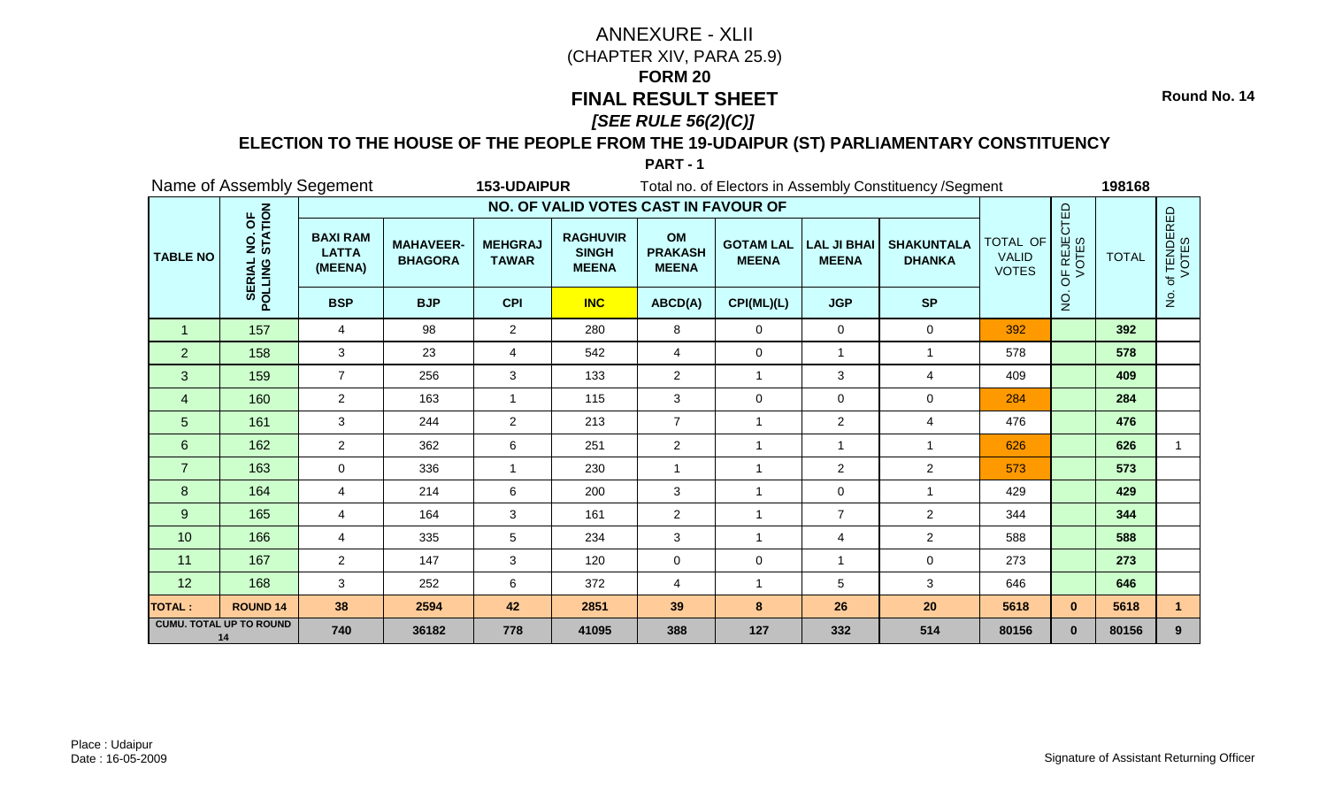# ANNEXURE - XLII

(CHAPTER XIV, PARA 25.9)

## FORM 20

## FINAL RESULT SHEET

***[SEE RULE 56(2)(C)]***

Round No. 14

### ELECTION TO THE HOUSE OF THE PEOPLE FROM THE 19-UDAIPUR (ST) PARLIAMENTARY CONSTITUENCY

**PART - 1**

Name of Assembly Segement **153-UDAIPUR** Total no. of Electors in Assembly Constituency /Segment **198168**

| TABLE NO | SERIAL NO. OF POLLING STATION | NO. OF VALID VOTES CAST IN FAVOUR OF | | | | | | | | TOTAL OF VALID VOTES | NO. OF REJECTED VOTES | TOTAL | No. of TENDERED VOTES |
|---|---|---|---|---|---|---|---|---|---|---|---|---|---|
| | | BAXI RAM LATTA (MEENA) | MAHAVEER-BHAGORA | MEHGRAJ TAWAR | RAGHUVIR SINGH MEENA | OM PRAKASH MEENA | GOTAM LAL MEENA | LAL JI BHAI MEENA | SHAKUNTALA DHANKA | | | | |
| | | BSP | BJP | CPI | INC | ABCD(A) | CPI(ML)(L) | JGP | SP | | | | |
| 1 | 157 | 4 | 98 | 2 | 280 | 8 | 0 | 0 | 0 | 392 | | 392 | |
| 2 | 158 | 3 | 23 | 4 | 542 | 4 | 0 | 1 | 1 | 578 | | 578 | |
| 3 | 159 | 7 | 256 | 3 | 133 | 2 | 1 | 3 | 4 | 409 | | 409 | |
| 4 | 160 | 2 | 163 | 1 | 115 | 3 | 0 | 0 | 0 | 284 | | 284 | |
| 5 | 161 | 3 | 244 | 2 | 213 | 7 | 1 | 2 | 4 | 476 | | 476 | |
| 6 | 162 | 2 | 362 | 6 | 251 | 2 | 1 | 1 | 1 | 626 | | 626 | 1 |
| 7 | 163 | 0 | 336 | 1 | 230 | 1 | 1 | 2 | 2 | 573 | | 573 | |
| 8 | 164 | 4 | 214 | 6 | 200 | 3 | 1 | 0 | 1 | 429 | | 429 | |
| 9 | 165 | 4 | 164 | 3 | 161 | 2 | 1 | 7 | 2 | 344 | | 344 | |
| 10 | 166 | 4 | 335 | 5 | 234 | 3 | 1 | 4 | 2 | 588 | | 588 | |
| 11 | 167 | 2 | 147 | 3 | 120 | 0 | 0 | 1 | 0 | 273 | | 273 | |
| 12 | 168 | 3 | 252 | 6 | 372 | 4 | 1 | 5 | 3 | 646 | | 646 | |
| **TOTAL :** | **ROUND 14** | **38** | **2594** | **42** | **2851** | **39** | **8** | **26** | **20** | **5618** | **0** | **5618** | **1** |
| **CUMU. TOTAL UP TO ROUND 14** | | **740** | **36182** | **778** | **41095** | **388** | **127** | **332** | **514** | **80156** | **0** | **80156** | **9** |

Place : Udaipur
Date : 16-05-2009

Signature of Assistant Returning Officer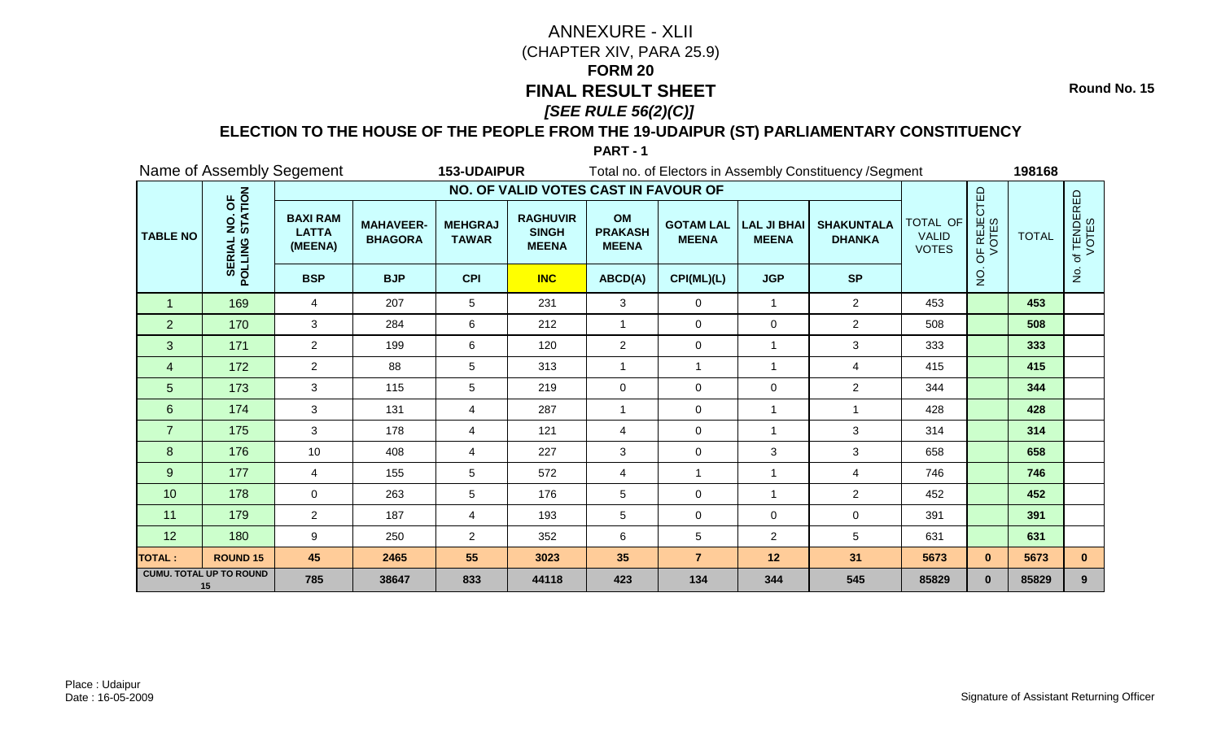# ANNEXURE - XLII

(CHAPTER XIV, PARA 25.9)

## FORM 20

## FINAL RESULT SHEET

## *[SEE RULE 56(2)(C)]*

Round No. 15

### ELECTION TO THE HOUSE OF THE PEOPLE FROM THE 19-UDAIPUR (ST) PARLIAMENTARY CONSTITUENCY

**PART - 1**

Name of Assembly Segement **153-UDAIPUR** Total no. of Electors in Assembly Constituency /Segment **198168**

| TABLE NO | SERIAL NO. OF POLLING STATION | NO. OF VALID VOTES CAST IN FAVOUR OF | | | | | | | | TOTAL OF VALID VOTES | NO. OF REJECTED VOTES | TOTAL | No. of TENDERED VOTES |
|---|---|---|---|---|---|---|---|---|---|---|---|---|---|
| | | BAXI RAM LATTA (MEENA) | MAHAVEER-BHAGORA | MEHGRAJ TAWAR | RAGHUVIR SINGH MEENA | OM PRAKASH MEENA | GOTAM LAL MEENA | LAL JI BHAI MEENA | SHAKUNTALA DHANKA | | | | |
| | | BSP | BJP | CPI | INC | ABCD(A) | CPI(ML)(L) | JGP | SP | | | | |
| 1 | 169 | 4 | 207 | 5 | 231 | 3 | 0 | 1 | 2 | 453 | | **453** | |
| 2 | 170 | 3 | 284 | 6 | 212 | 1 | 0 | 0 | 2 | 508 | | **508** | |
| 3 | 171 | 2 | 199 | 6 | 120 | 2 | 0 | 1 | 3 | 333 | | **333** | |
| 4 | 172 | 2 | 88 | 5 | 313 | 1 | 1 | 1 | 4 | 415 | | **415** | |
| 5 | 173 | 3 | 115 | 5 | 219 | 0 | 0 | 0 | 2 | 344 | | **344** | |
| 6 | 174 | 3 | 131 | 4 | 287 | 1 | 0 | 1 | 1 | 428 | | **428** | |
| 7 | 175 | 3 | 178 | 4 | 121 | 4 | 0 | 1 | 3 | 314 | | **314** | |
| 8 | 176 | 10 | 408 | 4 | 227 | 3 | 0 | 3 | 3 | 658 | | **658** | |
| 9 | 177 | 4 | 155 | 5 | 572 | 4 | 1 | 1 | 4 | 746 | | **746** | |
| 10 | 178 | 0 | 263 | 5 | 176 | 5 | 0 | 1 | 2 | 452 | | **452** | |
| 11 | 179 | 2 | 187 | 4 | 193 | 5 | 0 | 0 | 0 | 391 | | **391** | |
| 12 | 180 | 9 | 250 | 2 | 352 | 6 | 5 | 2 | 5 | 631 | | **631** | |
| **TOTAL :** | **ROUND 15** | **45** | **2465** | **55** | **3023** | **35** | **7** | **12** | **31** | **5673** | **0** | **5673** | **0** |
| **CUMU. TOTAL UP TO ROUND 15** | | **785** | **38647** | **833** | **44118** | **423** | **134** | **344** | **545** | **85829** | **0** | **85829** | **9** |

Place : Udaipur
Date : 16-05-2009

Signature of Assistant Returning Officer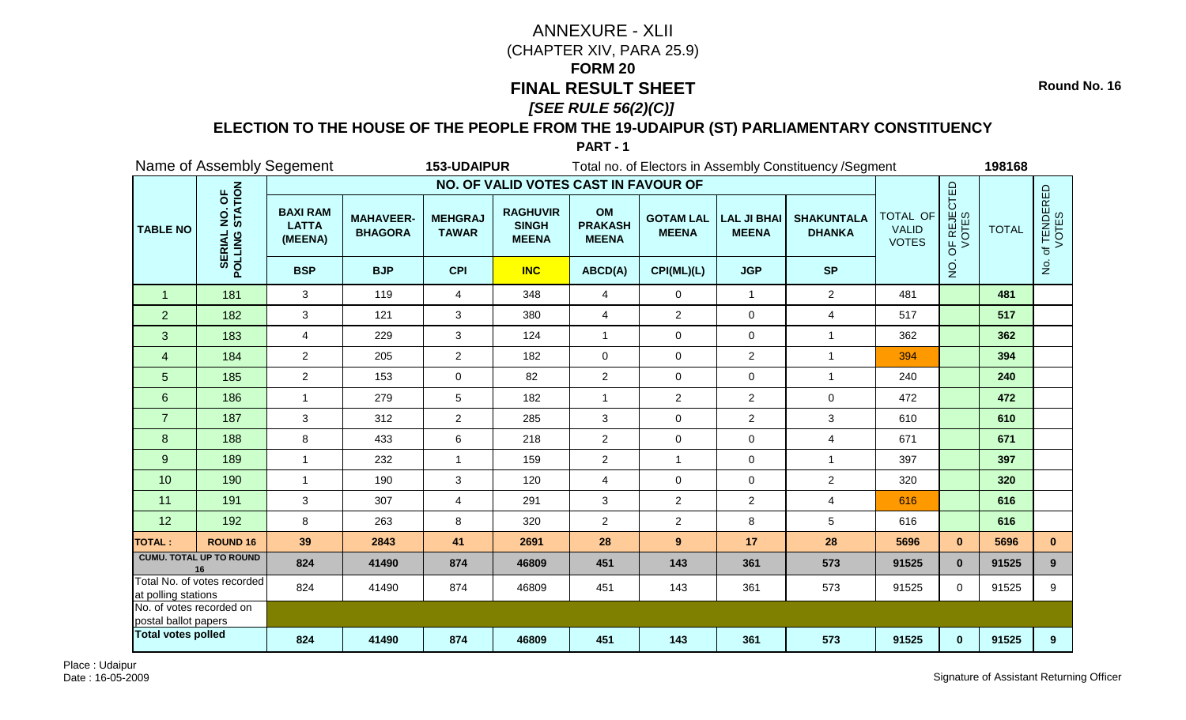# ANNEXURE - XLII

(CHAPTER XIV, PARA 25.9)

**FORM 20**

## FINAL RESULT SHEET

***[SEE RULE 56(2)(C)]***

**Round No. 16**

### ELECTION TO THE HOUSE OF THE PEOPLE FROM THE 19-UDAIPUR (ST) PARLIAMENTARY CONSTITUENCY

**PART - 1**

Name of Assembly Segement **153-UDAIPUR** Total no. of Electors in Assembly Constituency /Segment **198168**

| TABLE NO | SERIAL NO. OF POLLING STATION | NO. OF VALID VOTES CAST IN FAVOUR OF | | | | | | | | TOTAL OF VALID VOTES | NO. OF REJECTED VOTES | TOTAL | No. of TENDERED VOTES |
|---|---|---|---|---|---|---|---|---|---|---|---|---|---|
| | | BAXI RAM LATTA (MEENA) | MAHAVEER-BHAGORA | MEHGRAJ TAWAR | RAGHUVIR SINGH MEENA | OM PRAKASH MEENA | GOTAM LAL MEENA | LAL JI BHAI MEENA | SHAKUNTALA DHANKA | | | | |
| | | BSP | BJP | CPI | INC | ABCD(A) | CPI(ML)(L) | JGP | SP | | | | |
| 1 | 181 | 3 | 119 | 4 | 348 | 4 | 0 | 1 | 2 | 481 | | **481** | |
| 2 | 182 | 3 | 121 | 3 | 380 | 4 | 2 | 0 | 4 | 517 | | **517** | |
| 3 | 183 | 4 | 229 | 3 | 124 | 1 | 0 | 0 | 1 | 362 | | **362** | |
| 4 | 184 | 2 | 205 | 2 | 182 | 0 | 0 | 2 | 1 | 394 | | **394** | |
| 5 | 185 | 2 | 153 | 0 | 82 | 2 | 0 | 0 | 1 | 240 | | **240** | |
| 6 | 186 | 1 | 279 | 5 | 182 | 1 | 2 | 2 | 0 | 472 | | **472** | |
| 7 | 187 | 3 | 312 | 2 | 285 | 3 | 0 | 2 | 3 | 610 | | **610** | |
| 8 | 188 | 8 | 433 | 6 | 218 | 2 | 0 | 0 | 4 | 671 | | **671** | |
| 9 | 189 | 1 | 232 | 1 | 159 | 2 | 1 | 0 | 1 | 397 | | **397** | |
| 10 | 190 | 1 | 190 | 3 | 120 | 4 | 0 | 0 | 2 | 320 | | **320** | |
| 11 | 191 | 3 | 307 | 4 | 291 | 3 | 2 | 2 | 4 | 616 | | **616** | |
| 12 | 192 | 8 | 263 | 8 | 320 | 2 | 2 | 8 | 5 | 616 | | **616** | |
| **TOTAL :** | **ROUND 16** | **39** | **2843** | **41** | **2691** | **28** | **9** | **17** | **28** | **5696** | **0** | **5696** | **0** |
| **CUMU. TOTAL UP TO ROUND 16** | | **824** | **41490** | **874** | **46809** | **451** | **143** | **361** | **573** | **91525** | **0** | **91525** | **9** |
| Total No. of votes recorded at polling stations | | 824 | 41490 | 874 | 46809 | 451 | 143 | 361 | 573 | 91525 | 0 | 91525 | 9 |
| No. of votes recorded on postal ballot papers | | | | | | | | | | | | | |
| **Total votes polled** | | **824** | **41490** | **874** | **46809** | **451** | **143** | **361** | **573** | **91525** | **0** | **91525** | **9** |

Place : Udaipur
Date : 16-05-2009

Signature of Assistant Returning Officer